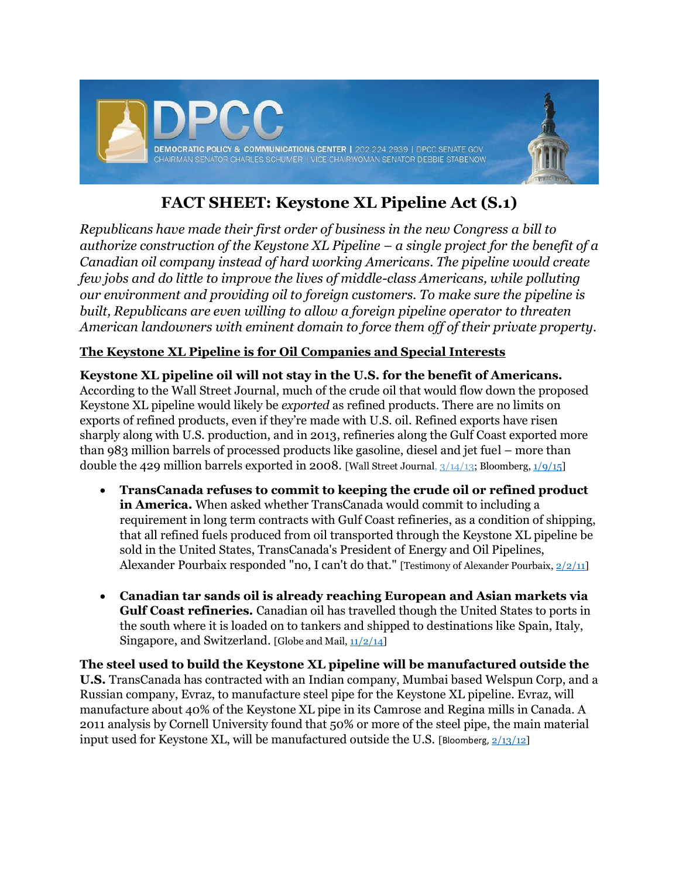DPCC

DEMOCRATIC POLICY & COMMUNICATIONS CENTER | 202.224.2939 | DPCC.SENATE.GOV
CHAIRMAN SENATOR CHARLES SCHUMER | VICE-CHAIRWOMAN SENATOR DEBBIE STABENOW

# FACT SHEET: Keystone XL Pipeline Act (S.1)

*Republicans have made their first order of business in the new Congress a bill to authorize construction of the Keystone XL Pipeline – a single project for the benefit of a Canadian oil company instead of hard working Americans. The pipeline would create few jobs and do little to improve the lives of middle-class Americans, while polluting our environment and providing oil to foreign customers. To make sure the pipeline is built, Republicans are even willing to allow a foreign pipeline operator to threaten American landowners with eminent domain to force them off of their private property.*

## The Keystone XL Pipeline is for Oil Companies and Special Interests

**Keystone XL pipeline oil will not stay in the U.S. for the benefit of Americans.** According to the Wall Street Journal, much of the crude oil that would flow down the proposed Keystone XL pipeline would likely be *exported* as refined products. There are no limits on exports of refined products, even if they're made with U.S. oil. Refined exports have risen sharply along with U.S. production, and in 2013, refineries along the Gulf Coast exported more than 983 million barrels of processed products like gasoline, diesel and jet fuel – more than double the 429 million barrels exported in 2008. [Wall Street Journal, 3/14/13; Bloomberg, 1/9/15]

- **TransCanada refuses to commit to keeping the crude oil or refined product in America.** When asked whether TransCanada would commit to including a requirement in long term contracts with Gulf Coast refineries, as a condition of shipping, that all refined fuels produced from oil transported through the Keystone XL pipeline be sold in the United States, TransCanada's President of Energy and Oil Pipelines, Alexander Pourbaix responded "no, I can't do that." [Testimony of Alexander Pourbaix, 2/2/11]

- **Canadian tar sands oil is already reaching European and Asian markets via Gulf Coast refineries.** Canadian oil has travelled though the United States to ports in the south where it is loaded on to tankers and shipped to destinations like Spain, Italy, Singapore, and Switzerland. [Globe and Mail, 11/2/14]

**The steel used to build the Keystone XL pipeline will be manufactured outside the U.S.** TransCanada has contracted with an Indian company, Mumbai based Welspun Corp, and a Russian company, Evraz, to manufacture steel pipe for the Keystone XL pipeline. Evraz, will manufacture about 40% of the Keystone XL pipe in its Camrose and Regina mills in Canada. A 2011 analysis by Cornell University found that 50% or more of the steel pipe, the main material input used for Keystone XL, will be manufactured outside the U.S. [Bloomberg, 2/13/12]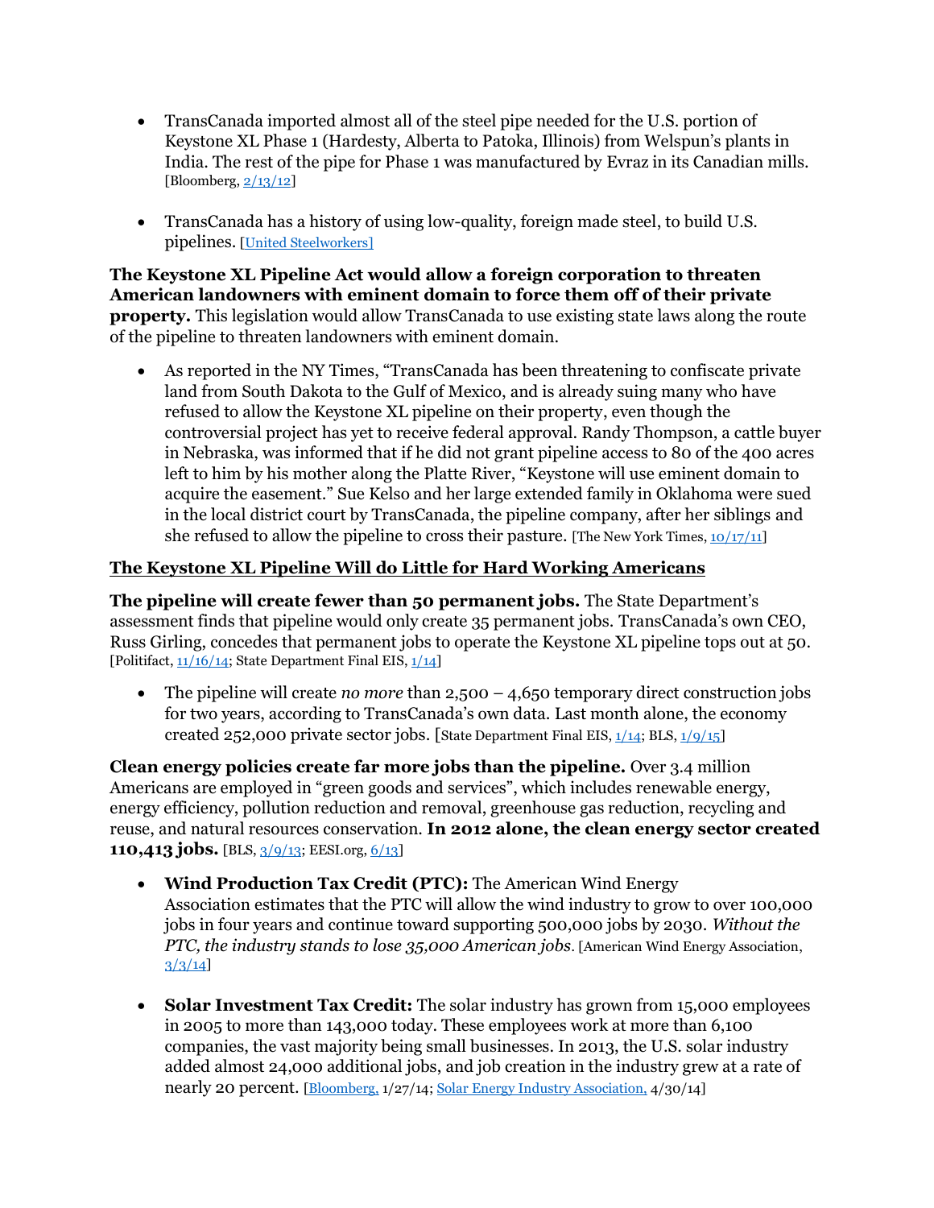- TransCanada imported almost all of the steel pipe needed for the U.S. portion of Keystone XL Phase 1 (Hardesty, Alberta to Patoka, Illinois) from Welspun's plants in India. The rest of the pipe for Phase 1 was manufactured by Evraz in its Canadian mills. [Bloomberg, 2/13/12]

- TransCanada has a history of using low-quality, foreign made steel, to build U.S. pipelines. [United Steelworkers]

**The Keystone XL Pipeline Act would allow a foreign corporation to threaten American landowners with eminent domain to force them off of their private property.** This legislation would allow TransCanada to use existing state laws along the route of the pipeline to threaten landowners with eminent domain.

- As reported in the NY Times, "TransCanada has been threatening to confiscate private land from South Dakota to the Gulf of Mexico, and is already suing many who have refused to allow the Keystone XL pipeline on their property, even though the controversial project has yet to receive federal approval. Randy Thompson, a cattle buyer in Nebraska, was informed that if he did not grant pipeline access to 80 of the 400 acres left to him by his mother along the Platte River, "Keystone will use eminent domain to acquire the easement." Sue Kelso and her large extended family in Oklahoma were sued in the local district court by TransCanada, the pipeline company, after her siblings and she refused to allow the pipeline to cross their pasture. [The New York Times, 10/17/11]

## The Keystone XL Pipeline Will do Little for Hard Working Americans

**The pipeline will create fewer than 50 permanent jobs.** The State Department's assessment finds that pipeline would only create 35 permanent jobs. TransCanada's own CEO, Russ Girling, concedes that permanent jobs to operate the Keystone XL pipeline tops out at 50. [Politifact, 11/16/14; State Department Final EIS, 1/14]

- The pipeline will create *no more* than 2,500 – 4,650 temporary direct construction jobs for two years, according to TransCanada's own data. Last month alone, the economy created 252,000 private sector jobs. [State Department Final EIS, 1/14; BLS, 1/9/15]

**Clean energy policies create far more jobs than the pipeline.** Over 3.4 million Americans are employed in "green goods and services", which includes renewable energy, energy efficiency, pollution reduction and removal, greenhouse gas reduction, recycling and reuse, and natural resources conservation. **In 2012 alone, the clean energy sector created 110,413 jobs.** [BLS, 3/9/13; EESI.org, 6/13]

- **Wind Production Tax Credit (PTC):** The American Wind Energy Association estimates that the PTC will allow the wind industry to grow to over 100,000 jobs in four years and continue toward supporting 500,000 jobs by 2030. *Without the PTC, the industry stands to lose 35,000 American jobs*. [American Wind Energy Association, 3/3/14]

- **Solar Investment Tax Credit:** The solar industry has grown from 15,000 employees in 2005 to more than 143,000 today. These employees work at more than 6,100 companies, the vast majority being small businesses. In 2013, the U.S. solar industry added almost 24,000 additional jobs, and job creation in the industry grew at a rate of nearly 20 percent. [Bloomberg, 1/27/14; Solar Energy Industry Association, 4/30/14]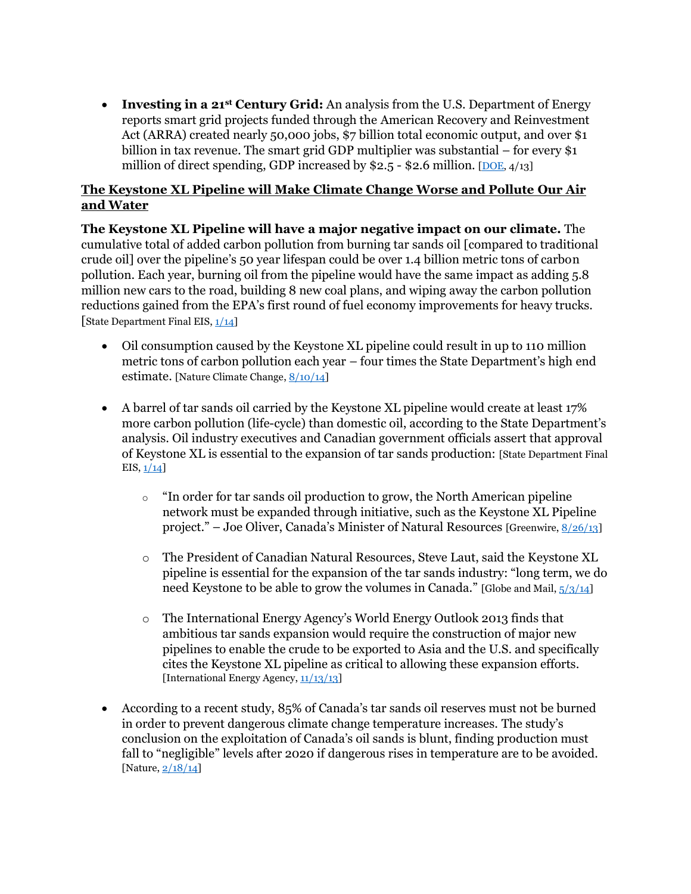- **Investing in a 21st Century Grid:** An analysis from the U.S. Department of Energy reports smart grid projects funded through the American Recovery and Reinvestment Act (ARRA) created nearly 50,000 jobs, $7 billion total economic output, and over $1 billion in tax revenue. The smart grid GDP multiplier was substantial – for every $1 million of direct spending, GDP increased by $2.5 - $2.6 million. [DOE, 4/13]

## <u>The Keystone XL Pipeline will Make Climate Change Worse and Pollute Our Air and Water</u>

**The Keystone XL Pipeline will have a major negative impact on our climate.** The cumulative total of added carbon pollution from burning tar sands oil [compared to traditional crude oil] over the pipeline's 50 year lifespan could be over 1.4 billion metric tons of carbon pollution. Each year, burning oil from the pipeline would have the same impact as adding 5.8 million new cars to the road, building 8 new coal plans, and wiping away the carbon pollution reductions gained from the EPA's first round of fuel economy improvements for heavy trucks. [State Department Final EIS, 1/14]

- Oil consumption caused by the Keystone XL pipeline could result in up to 110 million metric tons of carbon pollution each year – four times the State Department's high end estimate. [Nature Climate Change, 8/10/14]

- A barrel of tar sands oil carried by the Keystone XL pipeline would create at least 17% more carbon pollution (life-cycle) than domestic oil, according to the State Department's analysis. Oil industry executives and Canadian government officials assert that approval of Keystone XL is essential to the expansion of tar sands production: [State Department Final EIS, 1/14]

    - "In order for tar sands oil production to grow, the North American pipeline network must be expanded through initiative, such as the Keystone XL Pipeline project." – Joe Oliver, Canada's Minister of Natural Resources [Greenwire, 8/26/13]

    - The President of Canadian Natural Resources, Steve Laut, said the Keystone XL pipeline is essential for the expansion of the tar sands industry: "long term, we do need Keystone to be able to grow the volumes in Canada." [Globe and Mail, 5/3/14]

    - The International Energy Agency's World Energy Outlook 2013 finds that ambitious tar sands expansion would require the construction of major new pipelines to enable the crude to be exported to Asia and the U.S. and specifically cites the Keystone XL pipeline as critical to allowing these expansion efforts. [International Energy Agency, 11/13/13]

- According to a recent study, 85% of Canada's tar sands oil reserves must not be burned in order to prevent dangerous climate change temperature increases. The study's conclusion on the exploitation of Canada's oil sands is blunt, finding production must fall to "negligible" levels after 2020 if dangerous rises in temperature are to be avoided. [Nature, 2/18/14]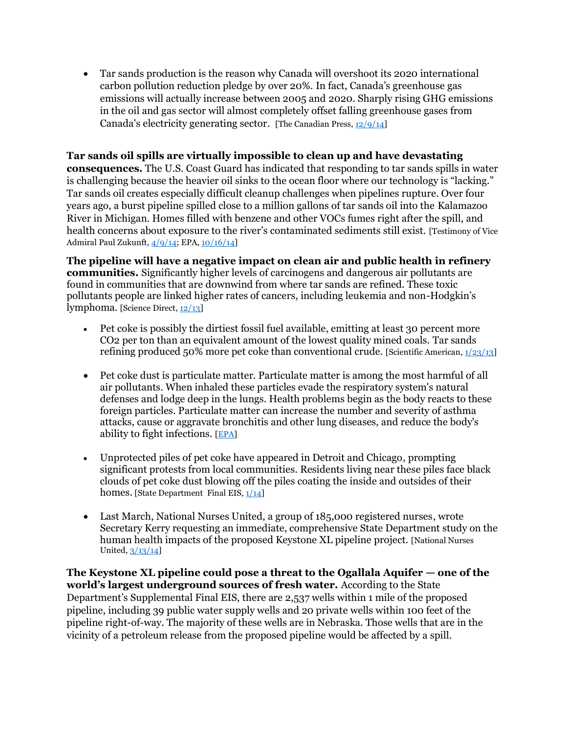- Tar sands production is the reason why Canada will overshoot its 2020 international carbon pollution reduction pledge by over 20%. In fact, Canada's greenhouse gas emissions will actually increase between 2005 and 2020. Sharply rising GHG emissions in the oil and gas sector will almost completely offset falling greenhouse gases from Canada's electricity generating sector. [The Canadian Press, 12/9/14]

**Tar sands oil spills are virtually impossible to clean up and have devastating consequences.** The U.S. Coast Guard has indicated that responding to tar sands spills in water is challenging because the heavier oil sinks to the ocean floor where our technology is "lacking." Tar sands oil creates especially difficult cleanup challenges when pipelines rupture. Over four years ago, a burst pipeline spilled close to a million gallons of tar sands oil into the Kalamazoo River in Michigan. Homes filled with benzene and other VOCs fumes right after the spill, and health concerns about exposure to the river's contaminated sediments still exist. [Testimony of Vice Admiral Paul Zukunft, 4/9/14; EPA, 10/16/14]

**The pipeline will have a negative impact on clean air and public health in refinery communities.** Significantly higher levels of carcinogens and dangerous air pollutants are found in communities that are downwind from where tar sands are refined. These toxic pollutants people are linked higher rates of cancers, including leukemia and non-Hodgkin's lymphoma. [Science Direct, 12/13]

- Pet coke is possibly the dirtiest fossil fuel available, emitting at least 30 percent more $CO_2$ per ton than an equivalent amount of the lowest quality mined coals. Tar sands refining produced 50% more pet coke than conventional crude. [Scientific American, 1/23/13]

- Pet coke dust is particulate matter. Particulate matter is among the most harmful of all air pollutants. When inhaled these particles evade the respiratory system's natural defenses and lodge deep in the lungs. Health problems begin as the body reacts to these foreign particles. Particulate matter can increase the number and severity of asthma attacks, cause or aggravate bronchitis and other lung diseases, and reduce the body's ability to fight infections. [EPA]

- Unprotected piles of pet coke have appeared in Detroit and Chicago, prompting significant protests from local communities. Residents living near these piles face black clouds of pet coke dust blowing off the piles coating the inside and outsides of their homes. [State Department Final EIS, 1/14]

- Last March, National Nurses United, a group of 185,000 registered nurses, wrote Secretary Kerry requesting an immediate, comprehensive State Department study on the human health impacts of the proposed Keystone XL pipeline project. [National Nurses United, 3/13/14]

**The Keystone XL pipeline could pose a threat to the Ogallala Aquifer — one of the world's largest underground sources of fresh water.** According to the State Department's Supplemental Final EIS, there are 2,537 wells within 1 mile of the proposed pipeline, including 39 public water supply wells and 20 private wells within 100 feet of the pipeline right-of-way. The majority of these wells are in Nebraska. Those wells that are in the vicinity of a petroleum release from the proposed pipeline would be affected by a spill.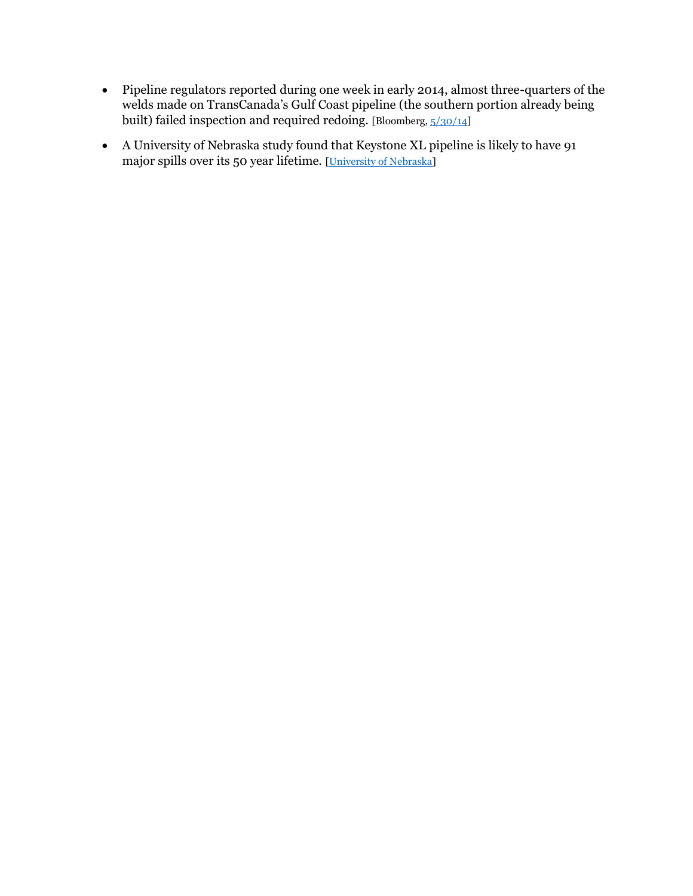- Pipeline regulators reported during one week in early 2014, almost three-quarters of the welds made on TransCanada's Gulf Coast pipeline (the southern portion already being built) failed inspection and required redoing. [Bloomberg, 5/30/14]
- A University of Nebraska study found that Keystone XL pipeline is likely to have 91 major spills over its 50 year lifetime. [University of Nebraska]